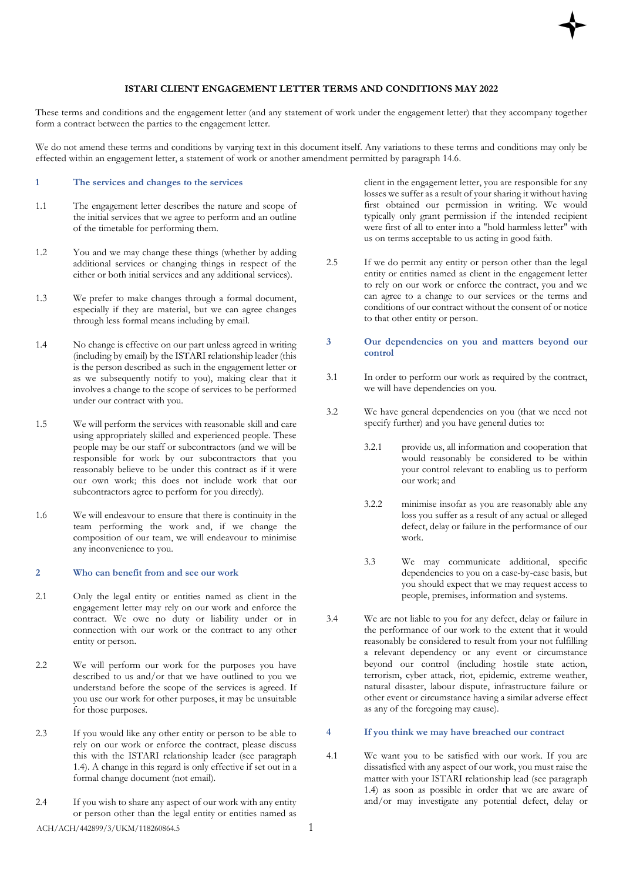# ISTARI CLIENT ENGAGEMENT LETTER TERMS AND CONDITIONS MAY 2022

These terms and conditions and the engagement letter (and any statement of work under the engagement letter) that they accompany together form a contract between the parties to the engagement letter.

We do not amend these terms and conditions by varying text in this document itself. Any variations to these terms and conditions may only be effected within an engagement letter, a statement of work or another amendment permitted by paragraph 14.6.

## 1 The services and changes to the services

1.1 The engagement letter describes the nature and scope of the initial services that we agree to perform and an outline of the timetable for performing them.

1.2 You and we may change these things (whether by adding additional services or changing things in respect of the either or both initial services and any additional services).

1.3 We prefer to make changes through a formal document, especially if they are material, but we can agree changes through less formal means including by email.

1.4 No change is effective on our part unless agreed in writing (including by email) by the ISTARI relationship leader (this is the person described as such in the engagement letter or as we subsequently notify to you), making clear that it involves a change to the scope of services to be performed under our contract with you.

1.5 We will perform the services with reasonable skill and care using appropriately skilled and experienced people. These people may be our staff or subcontractors (and we will be responsible for work by our subcontractors that you reasonably believe to be under this contract as if it were our own work; this does not include work that our subcontractors agree to perform for you directly).

1.6 We will endeavour to ensure that there is continuity in the team performing the work and, if we change the composition of our team, we will endeavour to minimise any inconvenience to you.

## 2 Who can benefit from and see our work

2.1 Only the legal entity or entities named as client in the engagement letter may rely on our work and enforce the contract. We owe no duty or liability under or in connection with our work or the contract to any other entity or person.

2.2 We will perform our work for the purposes you have described to us and/or that we have outlined to you we understand before the scope of the services is agreed. If you use our work for other purposes, it may be unsuitable for those purposes.

2.3 If you would like any other entity or person to be able to rely on our work or enforce the contract, please discuss this with the ISTARI relationship leader (see paragraph 1.4). A change in this regard is only effective if set out in a formal change document (not email).

2.4 If you wish to share any aspect of our work with any entity or person other than the legal entity or entities named as client in the engagement letter, you are responsible for any losses we suffer as a result of your sharing it without having first obtained our permission in writing. We would typically only grant permission if the intended recipient were first of all to enter into a "hold harmless letter" with us on terms acceptable to us acting in good faith.

2.5 If we do permit any entity or person other than the legal entity or entities named as client in the engagement letter to rely on our work or enforce the contract, you and we can agree to a change to our services or the terms and conditions of our contract without the consent of or notice to that other entity or person.

## 3 Our dependencies on you and matters beyond our control

3.1 In order to perform our work as required by the contract, we will have dependencies on you.

3.2 We have general dependencies on you (that we need not specify further) and you have general duties to:

3.2.1 provide us, all information and cooperation that would reasonably be considered to be within your control relevant to enabling us to perform our work; and

3.2.2 minimise insofar as you are reasonably able any loss you suffer as a result of any actual or alleged defect, delay or failure in the performance of our work.

3.3 We may communicate additional, specific dependencies to you on a case-by-case basis, but you should expect that we may request access to people, premises, information and systems.

3.4 We are not liable to you for any defect, delay or failure in the performance of our work to the extent that it would reasonably be considered to result from your not fulfilling a relevant dependency or any event or circumstance beyond our control (including hostile state action, terrorism, cyber attack, riot, epidemic, extreme weather, natural disaster, labour dispute, infrastructure failure or other event or circumstance having a similar adverse effect as any of the foregoing may cause).

## 4 If you think we may have breached our contract

4.1 We want you to be satisfied with our work. If you are dissatisfied with any aspect of our work, you must raise the matter with your ISTARI relationship lead (see paragraph 1.4) as soon as possible in order that we are aware of and/or may investigate any potential defect, delay or

ACH/ACH/442899/3/UKM/118260864.5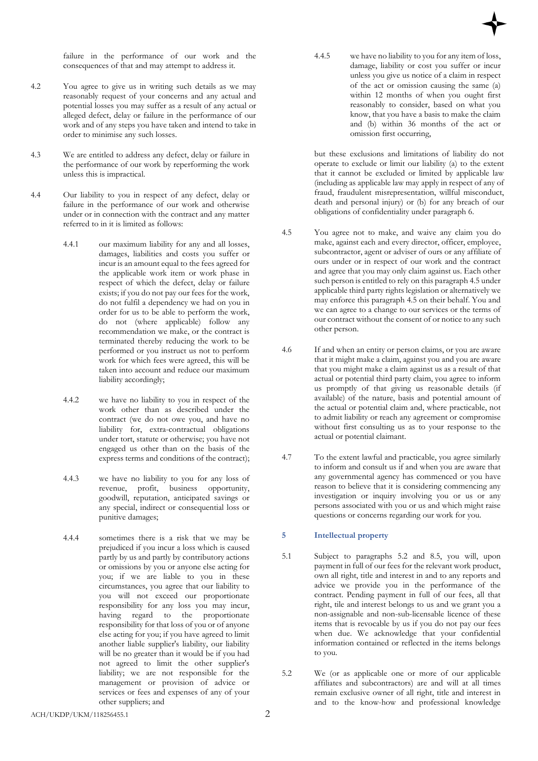failure in the performance of our work and the consequences of that and may attempt to address it.

4.2 You agree to give us in writing such details as we may reasonably request of your concerns and any actual and potential losses you may suffer as a result of any actual or alleged defect, delay or failure in the performance of our work and of any steps you have taken and intend to take in order to minimise any such losses.

4.3 We are entitled to address any defect, delay or failure in the performance of our work by reperforming the work unless this is impractical.

4.4 Our liability to you in respect of any defect, delay or failure in the performance of our work and otherwise under or in connection with the contract and any matter referred to in it is limited as follows:

4.4.1 our maximum liability for any and all losses, damages, liabilities and costs you suffer or incur is an amount equal to the fees agreed for the applicable work item or work phase in respect of which the defect, delay or failure exists; if you do not pay our fees for the work, do not fulfil a dependency we had on you in order for us to be able to perform the work, do not (where applicable) follow any recommendation we make, or the contract is terminated thereby reducing the work to be performed or you instruct us not to perform work for which fees were agreed, this will be taken into account and reduce our maximum liability accordingly;

4.4.2 we have no liability to you in respect of the work other than as described under the contract (we do not owe you, and have no liability for, extra-contractual obligations under tort, statute or otherwise; you have not engaged us other than on the basis of the express terms and conditions of the contract);

4.4.3 we have no liability to you for any loss of revenue, profit, business opportunity, goodwill, reputation, anticipated savings or any special, indirect or consequential loss or punitive damages;

4.4.4 sometimes there is a risk that we may be prejudiced if you incur a loss which is caused partly by us and partly by contributory actions or omissions by you or anyone else acting for you; if we are liable to you in these circumstances, you agree that our liability to you will not exceed our proportionate responsibility for any loss you may incur, having regard to the proportionate responsibility for that loss of you or of anyone else acting for you; if you have agreed to limit another liable supplier's liability, our liability will be no greater than it would be if you had not agreed to limit the other supplier's liability; we are not responsible for the management or provision of advice or services or fees and expenses of any of your other suppliers; and

4.4.5 we have no liability to you for any item of loss, damage, liability or cost you suffer or incur unless you give us notice of a claim in respect of the act or omission causing the same (a) within 12 months of when you ought first reasonably to consider, based on what you know, that you have a basis to make the claim and (b) within 36 months of the act or omission first occurring,

but these exclusions and limitations of liability do not operate to exclude or limit our liability (a) to the extent that it cannot be excluded or limited by applicable law (including as applicable law may apply in respect of any of fraud, fraudulent misrepresentation, willful misconduct, death and personal injury) or (b) for any breach of our obligations of confidentiality under paragraph 6.

4.5 You agree not to make, and waive any claim you do make, against each and every director, officer, employee, subcontractor, agent or adviser of ours or any affiliate of ours under or in respect of our work and the contract and agree that you may only claim against us. Each other such person is entitled to rely on this paragraph 4.5 under applicable third party rights legislation or alternatively we may enforce this paragraph 4.5 on their behalf. You and we can agree to a change to our services or the terms of our contract without the consent of or notice to any such other person.

4.6 If and when an entity or person claims, or you are aware that it might make a claim, against you and you are aware that you might make a claim against us as a result of that actual or potential third party claim, you agree to inform us promptly of that giving us reasonable details (if available) of the nature, basis and potential amount of the actual or potential claim and, where practicable, not to admit liability or reach any agreement or compromise without first consulting us as to your response to the actual or potential claimant.

4.7 To the extent lawful and practicable, you agree similarly to inform and consult us if and when you are aware that any governmental agency has commenced or you have reason to believe that it is considering commencing any investigation or inquiry involving you or us or any persons associated with you or us and which might raise questions or concerns regarding our work for you.

## 5 Intellectual property

5.1 Subject to paragraphs 5.2 and 8.5, you will, upon payment in full of our fees for the relevant work product, own all right, title and interest in and to any reports and advice we provide you in the performance of the contract. Pending payment in full of our fees, all that right, tile and interest belongs to us and we grant you a non-assignable and non-sub-licensable licence of these items that is revocable by us if you do not pay our fees when due. We acknowledge that your confidential information contained or reflected in the items belongs to you.

5.2 We (or as applicable one or more of our applicable affiliates and subcontractors) are and will at all times remain exclusive owner of all right, title and interest in and to the know-how and professional knowledge

ACH/UKDP/UKM/118256455.1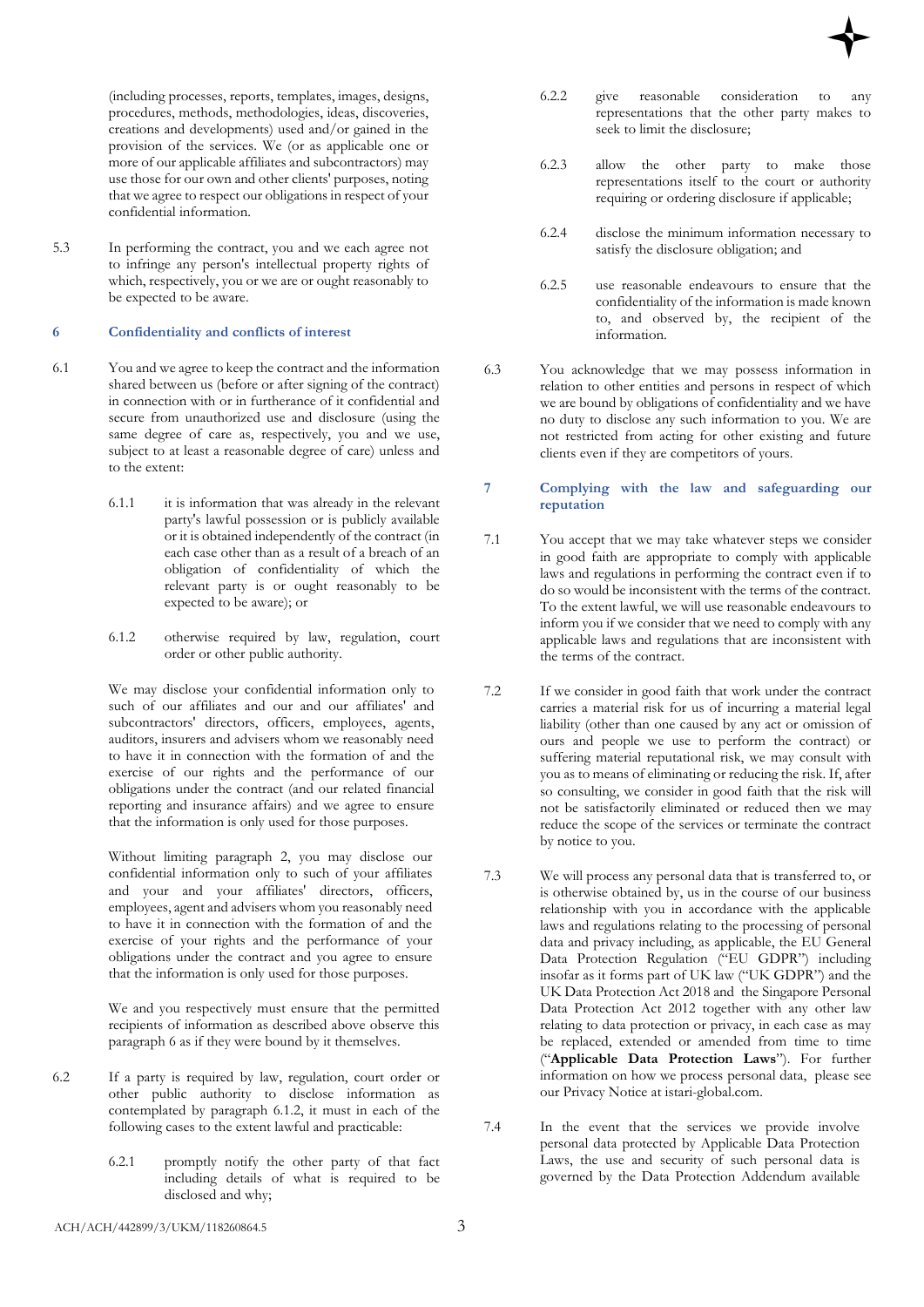(including processes, reports, templates, images, designs, procedures, methods, methodologies, ideas, discoveries, creations and developments) used and/or gained in the provision of the services. We (or as applicable one or more of our applicable affiliates and subcontractors) may use those for our own and other clients' purposes, noting that we agree to respect our obligations in respect of your confidential information.

5.3 In performing the contract, you and we each agree not to infringe any person's intellectual property rights of which, respectively, you or we are or ought reasonably to be expected to be aware.

## 6 Confidentiality and conflicts of interest

6.1 You and we agree to keep the contract and the information shared between us (before or after signing of the contract) in connection with or in furtherance of it confidential and secure from unauthorized use and disclosure (using the same degree of care as, respectively, you and we use, subject to at least a reasonable degree of care) unless and to the extent:

6.1.1 it is information that was already in the relevant party's lawful possession or is publicly available or it is obtained independently of the contract (in each case other than as a result of a breach of an obligation of confidentiality of which the relevant party is or ought reasonably to be expected to be aware); or

6.1.2 otherwise required by law, regulation, court order or other public authority.

We may disclose your confidential information only to such of our affiliates and our and our affiliates' and subcontractors' directors, officers, employees, agents, auditors, insurers and advisers whom we reasonably need to have it in connection with the formation of and the exercise of our rights and the performance of our obligations under the contract (and our related financial reporting and insurance affairs) and we agree to ensure that the information is only used for those purposes.

Without limiting paragraph 2, you may disclose our confidential information only to such of your affiliates and your and your affiliates' directors, officers, employees, agent and advisers whom you reasonably need to have it in connection with the formation of and the exercise of your rights and the performance of your obligations under the contract and you agree to ensure that the information is only used for those purposes.

We and you respectively must ensure that the permitted recipients of information as described above observe this paragraph 6 as if they were bound by it themselves.

6.2 If a party is required by law, regulation, court order or other public authority to disclose information as contemplated by paragraph 6.1.2, it must in each of the following cases to the extent lawful and practicable:

6.2.1 promptly notify the other party of that fact including details of what is required to be disclosed and why;

6.2.2 give reasonable consideration to any representations that the other party makes to seek to limit the disclosure;

6.2.3 allow the other party to make those representations itself to the court or authority requiring or ordering disclosure if applicable;

6.2.4 disclose the minimum information necessary to satisfy the disclosure obligation; and

6.2.5 use reasonable endeavours to ensure that the confidentiality of the information is made known to, and observed by, the recipient of the information.

6.3 You acknowledge that we may possess information in relation to other entities and persons in respect of which we are bound by obligations of confidentiality and we have no duty to disclose any such information to you. We are not restricted from acting for other existing and future clients even if they are competitors of yours.

## 7 Complying with the law and safeguarding our reputation

7.1 You accept that we may take whatever steps we consider in good faith are appropriate to comply with applicable laws and regulations in performing the contract even if to do so would be inconsistent with the terms of the contract. To the extent lawful, we will use reasonable endeavours to inform you if we consider that we need to comply with any applicable laws and regulations that are inconsistent with the terms of the contract.

7.2 If we consider in good faith that work under the contract carries a material risk for us of incurring a material legal liability (other than one caused by any act or omission of ours and people we use to perform the contract) or suffering material reputational risk, we may consult with you as to means of eliminating or reducing the risk. If, after so consulting, we consider in good faith that the risk will not be satisfactorily eliminated or reduced then we may reduce the scope of the services or terminate the contract by notice to you.

7.3 We will process any personal data that is transferred to, or is otherwise obtained by, us in the course of our business relationship with you in accordance with the applicable laws and regulations relating to the processing of personal data and privacy including, as applicable, the EU General Data Protection Regulation ("EU GDPR") including insofar as it forms part of UK law ("UK GDPR") and the UK Data Protection Act 2018 and the Singapore Personal Data Protection Act 2012 together with any other law relating to data protection or privacy, in each case as may be replaced, extended or amended from time to time ("**Applicable Data Protection Laws**"). For further information on how we process personal data, please see our Privacy Notice at istari-global.com.

7.4 In the event that the services we provide involve personal data protected by Applicable Data Protection Laws, the use and security of such personal data is governed by the Data Protection Addendum available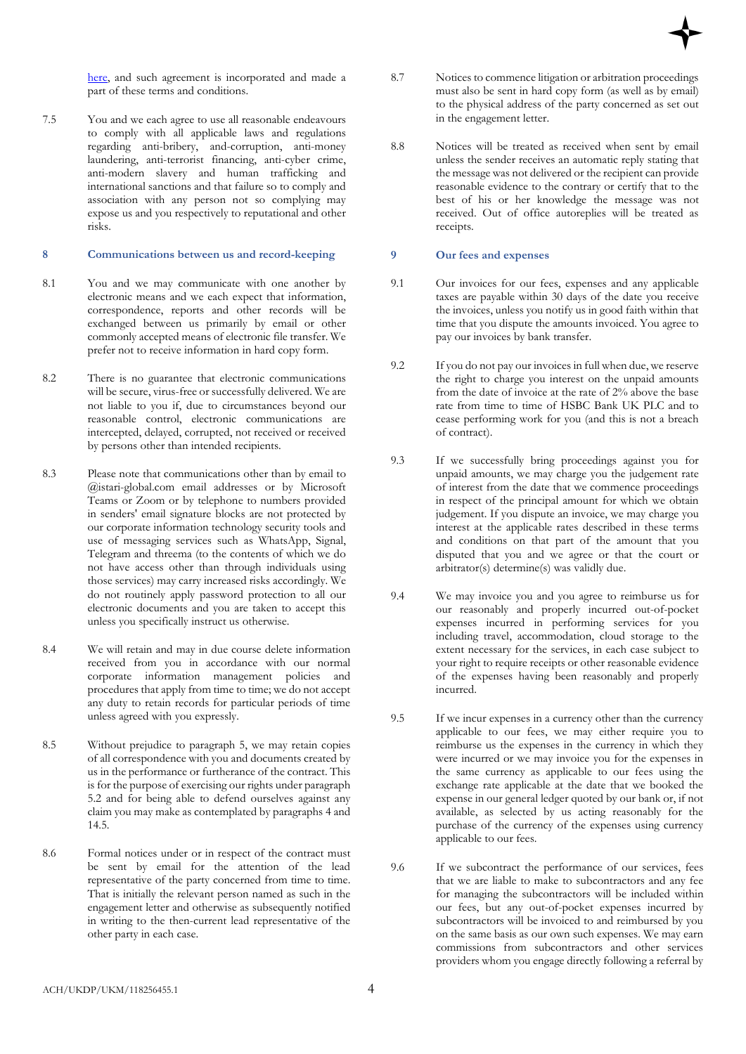[here](), and such agreement is incorporated and made a part of these terms and conditions.

7.5 You and we each agree to use all reasonable endeavours to comply with all applicable laws and regulations regarding anti-bribery, and-corruption, anti-money laundering, anti-terrorist financing, anti-cyber crime, anti-modern slavery and human trafficking and international sanctions and that failure so to comply and association with any person not so complying may expose us and you respectively to reputational and other risks.

## 8 Communications between us and record-keeping

8.1 You and we may communicate with one another by electronic means and we each expect that information, correspondence, reports and other records will be exchanged between us primarily by email or other commonly accepted means of electronic file transfer. We prefer not to receive information in hard copy form.

8.2 There is no guarantee that electronic communications will be secure, virus-free or successfully delivered. We are not liable to you if, due to circumstances beyond our reasonable control, electronic communications are intercepted, delayed, corrupted, not received or received by persons other than intended recipients.

8.3 Please note that communications other than by email to @istari-global.com email addresses or by Microsoft Teams or Zoom or by telephone to numbers provided in senders' email signature blocks are not protected by our corporate information technology security tools and use of messaging services such as WhatsApp, Signal, Telegram and threema (to the contents of which we do not have access other than through individuals using those services) may carry increased risks accordingly. We do not routinely apply password protection to all our electronic documents and you are taken to accept this unless you specifically instruct us otherwise.

8.4 We will retain and may in due course delete information received from you in accordance with our normal corporate information management policies and procedures that apply from time to time; we do not accept any duty to retain records for particular periods of time unless agreed with you expressly.

8.5 Without prejudice to paragraph 5, we may retain copies of all correspondence with you and documents created by us in the performance or furtherance of the contract. This is for the purpose of exercising our rights under paragraph 5.2 and for being able to defend ourselves against any claim you may make as contemplated by paragraphs 4 and 14.5.

8.6 Formal notices under or in respect of the contract must be sent by email for the attention of the lead representative of the party concerned from time to time. That is initially the relevant person named as such in the engagement letter and otherwise as subsequently notified in writing to the then-current lead representative of the other party in each case.

8.7 Notices to commence litigation or arbitration proceedings must also be sent in hard copy form (as well as by email) to the physical address of the party concerned as set out in the engagement letter.

8.8 Notices will be treated as received when sent by email unless the sender receives an automatic reply stating that the message was not delivered or the recipient can provide reasonable evidence to the contrary or certify that to the best of his or her knowledge the message was not received. Out of office autoreplies will be treated as receipts.

## 9 Our fees and expenses

9.1 Our invoices for our fees, expenses and any applicable taxes are payable within 30 days of the date you receive the invoices, unless you notify us in good faith within that time that you dispute the amounts invoiced. You agree to pay our invoices by bank transfer.

9.2 If you do not pay our invoices in full when due, we reserve the right to charge you interest on the unpaid amounts from the date of invoice at the rate of 2% above the base rate from time to time of HSBC Bank UK PLC and to cease performing work for you (and this is not a breach of contract).

9.3 If we successfully bring proceedings against you for unpaid amounts, we may charge you the judgement rate of interest from the date that we commence proceedings in respect of the principal amount for which we obtain judgement. If you dispute an invoice, we may charge you interest at the applicable rates described in these terms and conditions on that part of the amount that you disputed that you and we agree or that the court or arbitrator(s) determine(s) was validly due.

9.4 We may invoice you and you agree to reimburse us for our reasonably and properly incurred out-of-pocket expenses incurred in performing services for you including travel, accommodation, cloud storage to the extent necessary for the services, in each case subject to your right to require receipts or other reasonable evidence of the expenses having been reasonably and properly incurred.

9.5 If we incur expenses in a currency other than the currency applicable to our fees, we may either require you to reimburse us the expenses in the currency in which they were incurred or we may invoice you for the expenses in the same currency as applicable to our fees using the exchange rate applicable at the date that we booked the expense in our general ledger quoted by our bank or, if not available, as selected by us acting reasonably for the purchase of the currency of the expenses using currency applicable to our fees.

9.6 If we subcontract the performance of our services, fees that we are liable to make to subcontractors and any fee for managing the subcontractors will be included within our fees, but any out-of-pocket expenses incurred by subcontractors will be invoiced to and reimbursed by you on the same basis as our own such expenses. We may earn commissions from subcontractors and other services providers whom you engage directly following a referral by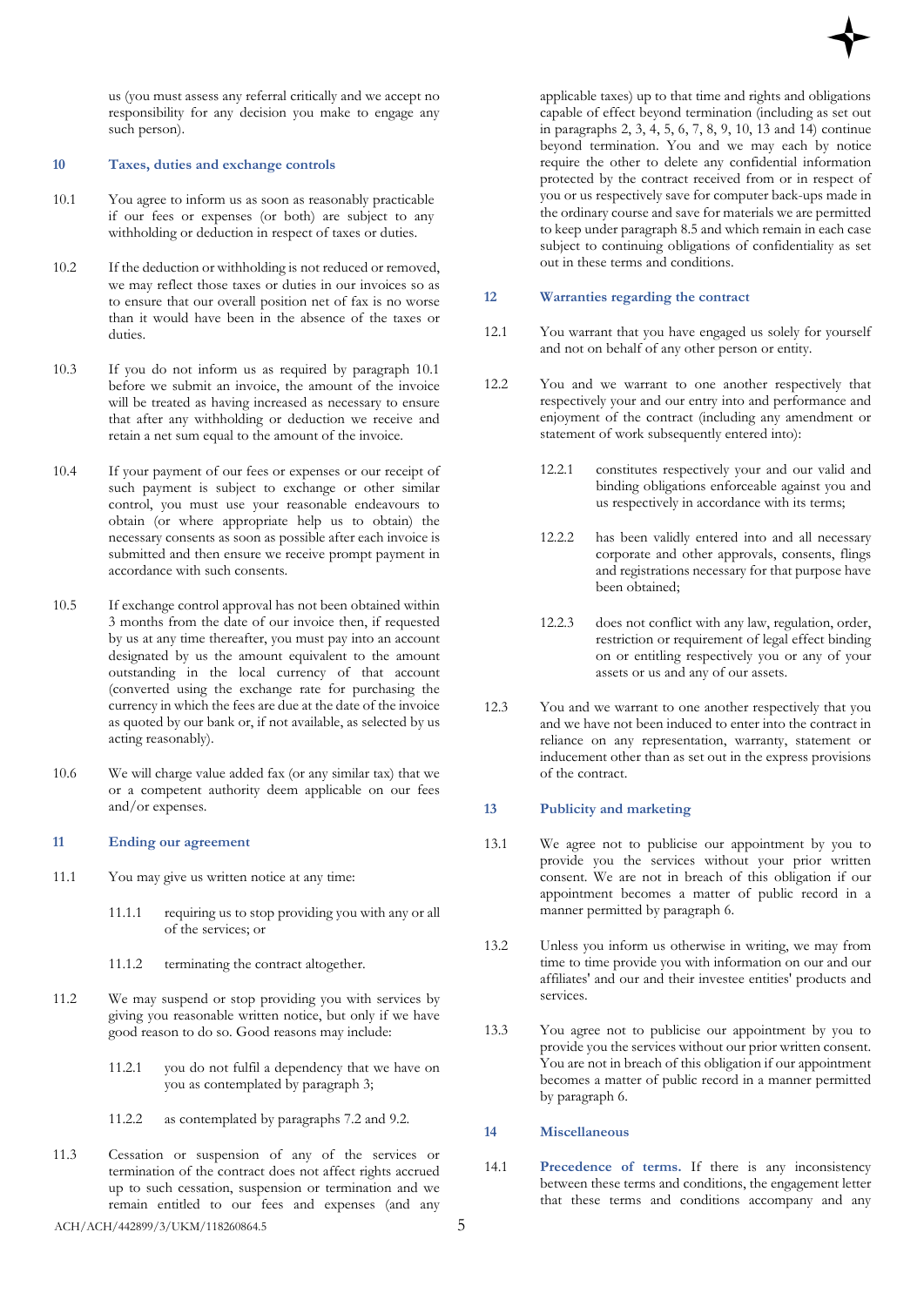us (you must assess any referral critically and we accept no responsibility for any decision you make to engage any such person).

## 10 Taxes, duties and exchange controls

10.1 You agree to inform us as soon as reasonably practicable if our fees or expenses (or both) are subject to any withholding or deduction in respect of taxes or duties.

10.2 If the deduction or withholding is not reduced or removed, we may reflect those taxes or duties in our invoices so as to ensure that our overall position net of fax is no worse than it would have been in the absence of the taxes or duties.

10.3 If you do not inform us as required by paragraph 10.1 before we submit an invoice, the amount of the invoice will be treated as having increased as necessary to ensure that after any withholding or deduction we receive and retain a net sum equal to the amount of the invoice.

10.4 If your payment of our fees or expenses or our receipt of such payment is subject to exchange or other similar control, you must use your reasonable endeavours to obtain (or where appropriate help us to obtain) the necessary consents as soon as possible after each invoice is submitted and then ensure we receive prompt payment in accordance with such consents.

10.5 If exchange control approval has not been obtained within 3 months from the date of our invoice then, if requested by us at any time thereafter, you must pay into an account designated by us the amount equivalent to the amount outstanding in the local currency of that account (converted using the exchange rate for purchasing the currency in which the fees are due at the date of the invoice as quoted by our bank or, if not available, as selected by us acting reasonably).

10.6 We will charge value added fax (or any similar tax) that we or a competent authority deem applicable on our fees and/or expenses.

## 11 Ending our agreement

11.1 You may give us written notice at any time:

11.1.1 requiring us to stop providing you with any or all of the services; or

11.1.2 terminating the contract altogether.

11.2 We may suspend or stop providing you with services by giving you reasonable written notice, but only if we have good reason to do so. Good reasons may include:

11.2.1 you do not fulfil a dependency that we have on you as contemplated by paragraph 3;

11.2.2 as contemplated by paragraphs 7.2 and 9.2.

11.3 Cessation or suspension of any of the services or termination of the contract does not affect rights accrued up to such cessation, suspension or termination and we remain entitled to our fees and expenses (and any applicable taxes) up to that time and rights and obligations capable of effect beyond termination (including as set out in paragraphs 2, 3, 4, 5, 6, 7, 8, 9, 10, 13 and 14) continue beyond termination. You and we may each by notice require the other to delete any confidential information protected by the contract received from or in respect of you or us respectively save for computer back-ups made in the ordinary course and save for materials we are permitted to keep under paragraph 8.5 and which remain in each case subject to continuing obligations of confidentiality as set out in these terms and conditions.

## 12 Warranties regarding the contract

12.1 You warrant that you have engaged us solely for yourself and not on behalf of any other person or entity.

12.2 You and we warrant to one another respectively that respectively your and our entry into and performance and enjoyment of the contract (including any amendment or statement of work subsequently entered into):

12.2.1 constitutes respectively your and our valid and binding obligations enforceable against you and us respectively in accordance with its terms;

12.2.2 has been validly entered into and all necessary corporate and other approvals, consents, flings and registrations necessary for that purpose have been obtained;

12.2.3 does not conflict with any law, regulation, order, restriction or requirement of legal effect binding on or entitling respectively you or any of your assets or us and any of our assets.

12.3 You and we warrant to one another respectively that you and we have not been induced to enter into the contract in reliance on any representation, warranty, statement or inducement other than as set out in the express provisions of the contract.

## 13 Publicity and marketing

13.1 We agree not to publicise our appointment by you to provide you the services without your prior written consent. We are not in breach of this obligation if our appointment becomes a matter of public record in a manner permitted by paragraph 6.

13.2 Unless you inform us otherwise in writing, we may from time to time provide you with information on our and our affiliates' and our and their investee entities' products and services.

13.3 You agree not to publicise our appointment by you to provide you the services without our prior written consent. You are not in breach of this obligation if our appointment becomes a matter of public record in a manner permitted by paragraph 6.

## 14 Miscellaneous

14.1 **Precedence of terms.** If there is any inconsistency between these terms and conditions, the engagement letter that these terms and conditions accompany and any

ACH/ACH/442899/3/UKM/118260864.5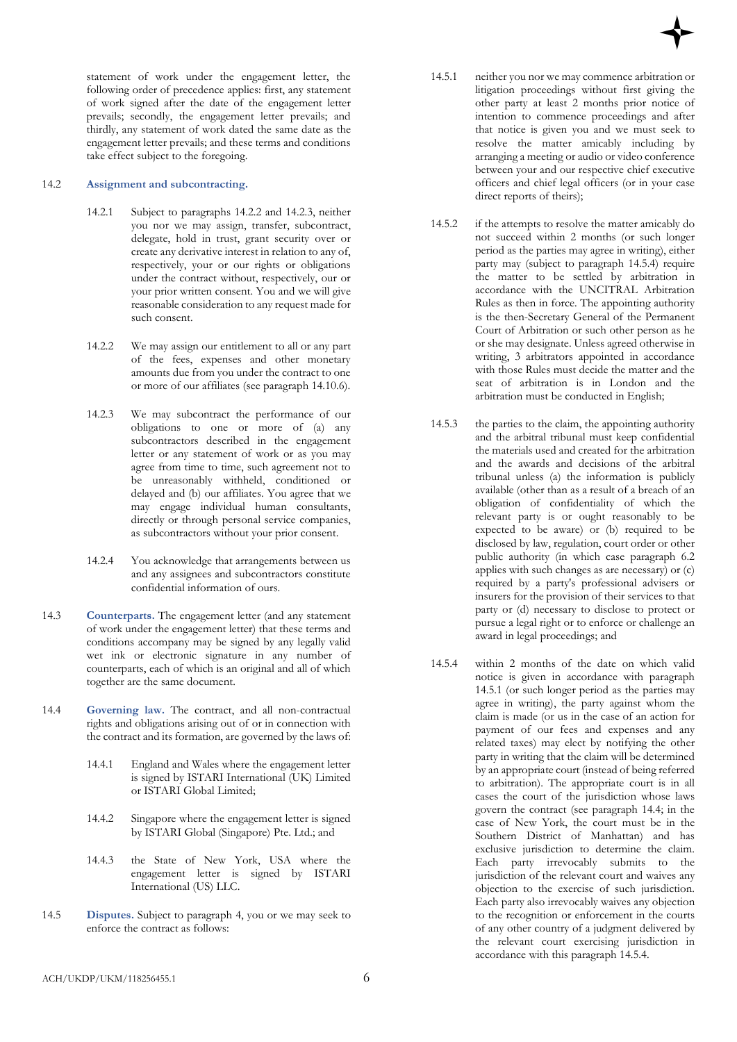statement of work under the engagement letter, the following order of precedence applies: first, any statement of work signed after the date of the engagement letter prevails; secondly, the engagement letter prevails; and thirdly, any statement of work dated the same date as the engagement letter prevails; and these terms and conditions take effect subject to the foregoing.

14.2 **Assignment and subcontracting.**

14.2.1 Subject to paragraphs 14.2.2 and 14.2.3, neither you nor we may assign, transfer, subcontract, delegate, hold in trust, grant security over or create any derivative interest in relation to any of, respectively, your or our rights or obligations under the contract without, respectively, our or your prior written consent. You and we will give reasonable consideration to any request made for such consent.

14.2.2 We may assign our entitlement to all or any part of the fees, expenses and other monetary amounts due from you under the contract to one or more of our affiliates (see paragraph 14.10.6).

14.2.3 We may subcontract the performance of our obligations to one or more of (a) any subcontractors described in the engagement letter or any statement of work or as you may agree from time to time, such agreement not to be unreasonably withheld, conditioned or delayed and (b) our affiliates. You agree that we may engage individual human consultants, directly or through personal service companies, as subcontractors without your prior consent.

14.2.4 You acknowledge that arrangements between us and any assignees and subcontractors constitute confidential information of ours.

14.3 **Counterparts.** The engagement letter (and any statement of work under the engagement letter) that these terms and conditions accompany may be signed by any legally valid wet ink or electronic signature in any number of counterparts, each of which is an original and all of which together are the same document.

14.4 **Governing law.** The contract, and all non-contractual rights and obligations arising out of or in connection with the contract and its formation, are governed by the laws of:

14.4.1 England and Wales where the engagement letter is signed by ISTARI International (UK) Limited or ISTARI Global Limited;

14.4.2 Singapore where the engagement letter is signed by ISTARI Global (Singapore) Pte. Ltd.; and

14.4.3 the State of New York, USA where the engagement letter is signed by ISTARI International (US) LLC.

14.5 **Disputes.** Subject to paragraph 4, you or we may seek to enforce the contract as follows:

14.5.1 neither you nor we may commence arbitration or litigation proceedings without first giving the other party at least 2 months prior notice of intention to commence proceedings and after that notice is given you and we must seek to resolve the matter amicably including by arranging a meeting or audio or video conference between your and our respective chief executive officers and chief legal officers (or in your case direct reports of theirs);

14.5.2 if the attempts to resolve the matter amicably do not succeed within 2 months (or such longer period as the parties may agree in writing), either party may (subject to paragraph 14.5.4) require the matter to be settled by arbitration in accordance with the UNCITRAL Arbitration Rules as then in force. The appointing authority is the then-Secretary General of the Permanent Court of Arbitration or such other person as he or she may designate. Unless agreed otherwise in writing, 3 arbitrators appointed in accordance with those Rules must decide the matter and the seat of arbitration is in London and the arbitration must be conducted in English;

14.5.3 the parties to the claim, the appointing authority and the arbitral tribunal must keep confidential the materials used and created for the arbitration and the awards and decisions of the arbitral tribunal unless (a) the information is publicly available (other than as a result of a breach of an obligation of confidentiality of which the relevant party is or ought reasonably to be expected to be aware) or (b) required to be disclosed by law, regulation, court order or other public authority (in which case paragraph 6.2 applies with such changes as are necessary) or (c) required by a party's professional advisers or insurers for the provision of their services to that party or (d) necessary to disclose to protect or pursue a legal right or to enforce or challenge an award in legal proceedings; and

14.5.4 within 2 months of the date on which valid notice is given in accordance with paragraph 14.5.1 (or such longer period as the parties may agree in writing), the party against whom the claim is made (or us in the case of an action for payment of our fees and expenses and any related taxes) may elect by notifying the other party in writing that the claim will be determined by an appropriate court (instead of being referred to arbitration). The appropriate court is in all cases the court of the jurisdiction whose laws govern the contract (see paragraph 14.4; in the case of New York, the court must be in the Southern District of Manhattan) and has exclusive jurisdiction to determine the claim. Each party irrevocably submits to the jurisdiction of the relevant court and waives any objection to the exercise of such jurisdiction. Each party also irrevocably waives any objection to the recognition or enforcement in the courts of any other country of a judgment delivered by the relevant court exercising jurisdiction in accordance with this paragraph 14.5.4.

ACH/UKDP/UKM/118256455.1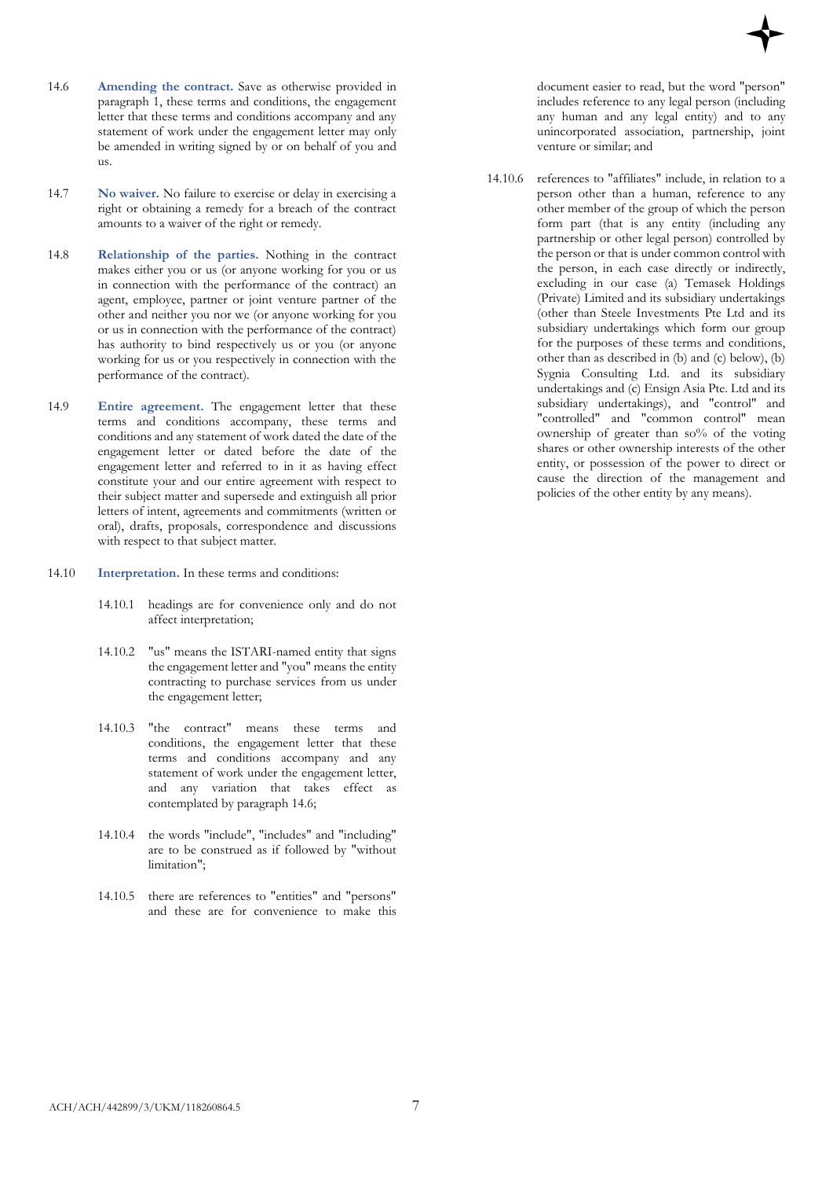14.6 **Amending the contract.** Save as otherwise provided in paragraph 1, these terms and conditions, the engagement letter that these terms and conditions accompany and any statement of work under the engagement letter may only be amended in writing signed by or on behalf of you and us.

14.7 **No waiver.** No failure to exercise or delay in exercising a right or obtaining a remedy for a breach of the contract amounts to a waiver of the right or remedy.

14.8 **Relationship of the parties.** Nothing in the contract makes either you or us (or anyone working for you or us in connection with the performance of the contract) an agent, employee, partner or joint venture partner of the other and neither you nor we (or anyone working for you or us in connection with the performance of the contract) has authority to bind respectively us or you (or anyone working for us or you respectively in connection with the performance of the contract).

14.9 **Entire agreement.** The engagement letter that these terms and conditions accompany, these terms and conditions and any statement of work dated the date of the engagement letter or dated before the date of the engagement letter and referred to in it as having effect constitute your and our entire agreement with respect to their subject matter and supersede and extinguish all prior letters of intent, agreements and commitments (written or oral), drafts, proposals, correspondence and discussions with respect to that subject matter.

14.10 **Interpretation.** In these terms and conditions:

14.10.1 headings are for convenience only and do not affect interpretation;

14.10.2 "us" means the ISTARI-named entity that signs the engagement letter and "you" means the entity contracting to purchase services from us under the engagement letter;

14.10.3 "the contract" means these terms and conditions, the engagement letter that these terms and conditions accompany and any statement of work under the engagement letter, and any variation that takes effect as contemplated by paragraph 14.6;

14.10.4 the words "include", "includes" and "including" are to be construed as if followed by "without limitation";

14.10.5 there are references to "entities" and "persons" and these are for convenience to make this document easier to read, but the word "person" includes reference to any legal person (including any human and any legal entity) and to any unincorporated association, partnership, joint venture or similar; and

14.10.6 references to "affiliates" include, in relation to a person other than a human, reference to any other member of the group of which the person form part (that is any entity (including any partnership or other legal person) controlled by the person or that is under common control with the person, in each case directly or indirectly, excluding in our case (a) Temasek Holdings (Private) Limited and its subsidiary undertakings (other than Steele Investments Pte Ltd and its subsidiary undertakings which form our group for the purposes of these terms and conditions, other than as described in (b) and (c) below), (b) Sygnia Consulting Ltd. and its subsidiary undertakings and (c) Ensign Asia Pte. Ltd and its subsidiary undertakings), and "control" and "controlled" and "common control" mean ownership of greater than 50% of the voting shares or other ownership interests of the other entity, or possession of the power to direct or cause the direction of the management and policies of the other entity by any means).